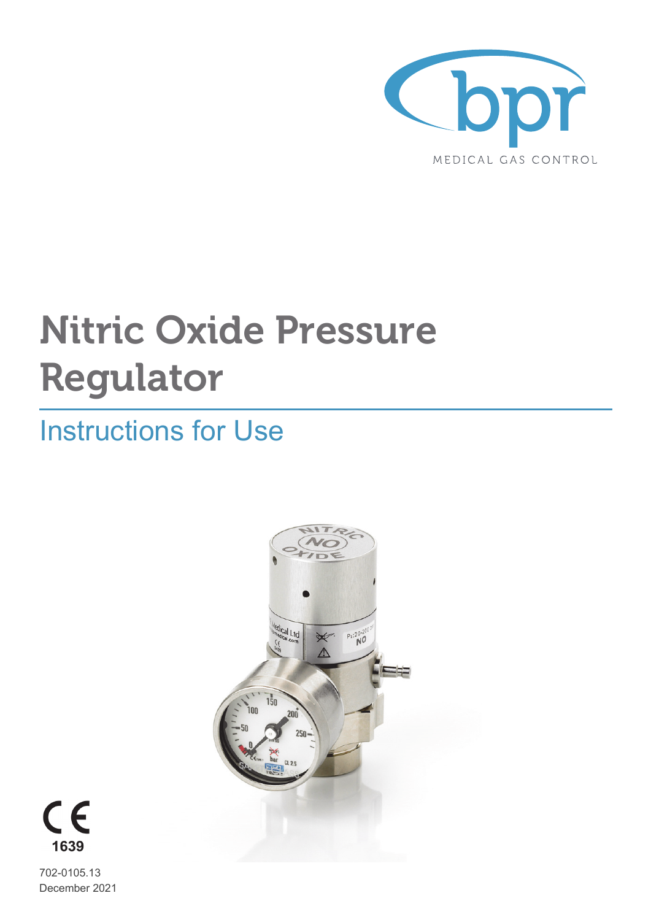bpr

MEDICAL GAS CONTROL

# Nitric Oxide Pressure Regulator

## Instructions for Use

CE 1639

702-0105.13
December 2021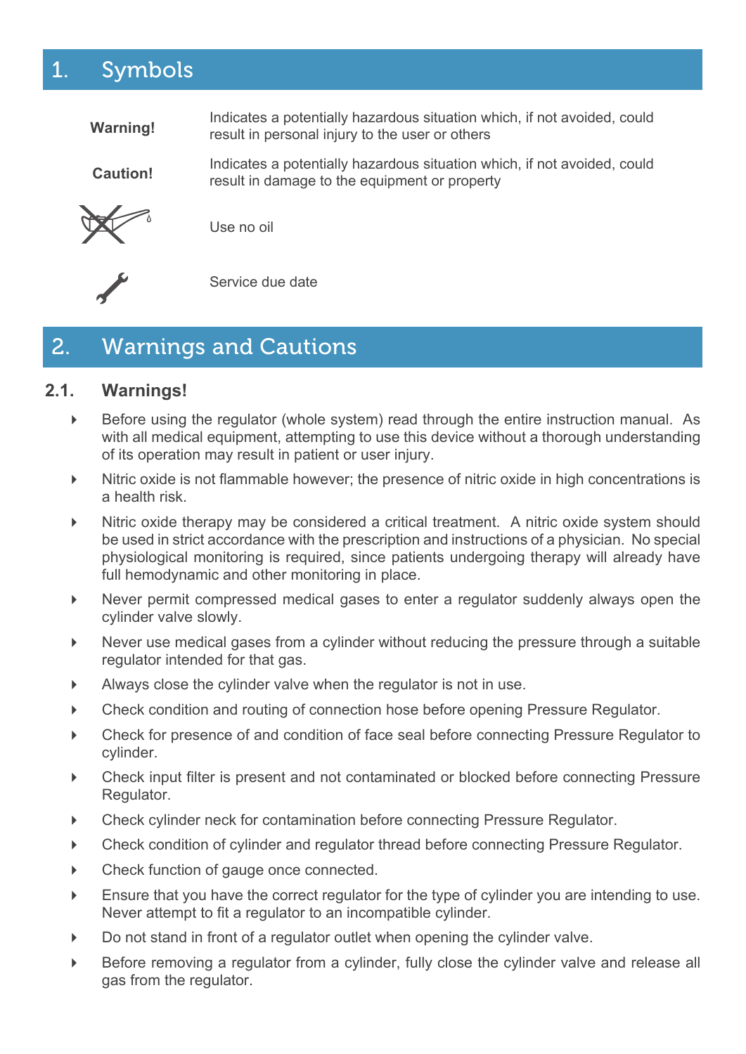# 1. Symbols

| | |
|---|---|
| **Warning!** | Indicates a potentially hazardous situation which, if not avoided, could result in personal injury to the user or others |
| **Caution!** | Indicates a potentially hazardous situation which, if not avoided, could result in damage to the equipment or property |
| | Use no oil |
| | Service due date |

# 2. Warnings and Cautions

## 2.1. Warnings!

- Before using the regulator (whole system) read through the entire instruction manual. As with all medical equipment, attempting to use this device without a thorough understanding of its operation may result in patient or user injury.
- Nitric oxide is not flammable however; the presence of nitric oxide in high concentrations is a health risk.
- Nitric oxide therapy may be considered a critical treatment. A nitric oxide system should be used in strict accordance with the prescription and instructions of a physician. No special physiological monitoring is required, since patients undergoing therapy will already have full hemodynamic and other monitoring in place.
- Never permit compressed medical gases to enter a regulator suddenly always open the cylinder valve slowly.
- Never use medical gases from a cylinder without reducing the pressure through a suitable regulator intended for that gas.
- Always close the cylinder valve when the regulator is not in use.
- Check condition and routing of connection hose before opening Pressure Regulator.
- Check for presence of and condition of face seal before connecting Pressure Regulator to cylinder.
- Check input filter is present and not contaminated or blocked before connecting Pressure Regulator.
- Check cylinder neck for contamination before connecting Pressure Regulator.
- Check condition of cylinder and regulator thread before connecting Pressure Regulator.
- Check function of gauge once connected.
- Ensure that you have the correct regulator for the type of cylinder you are intending to use. Never attempt to fit a regulator to an incompatible cylinder.
- Do not stand in front of a regulator outlet when opening the cylinder valve.
- Before removing a regulator from a cylinder, fully close the cylinder valve and release all gas from the regulator.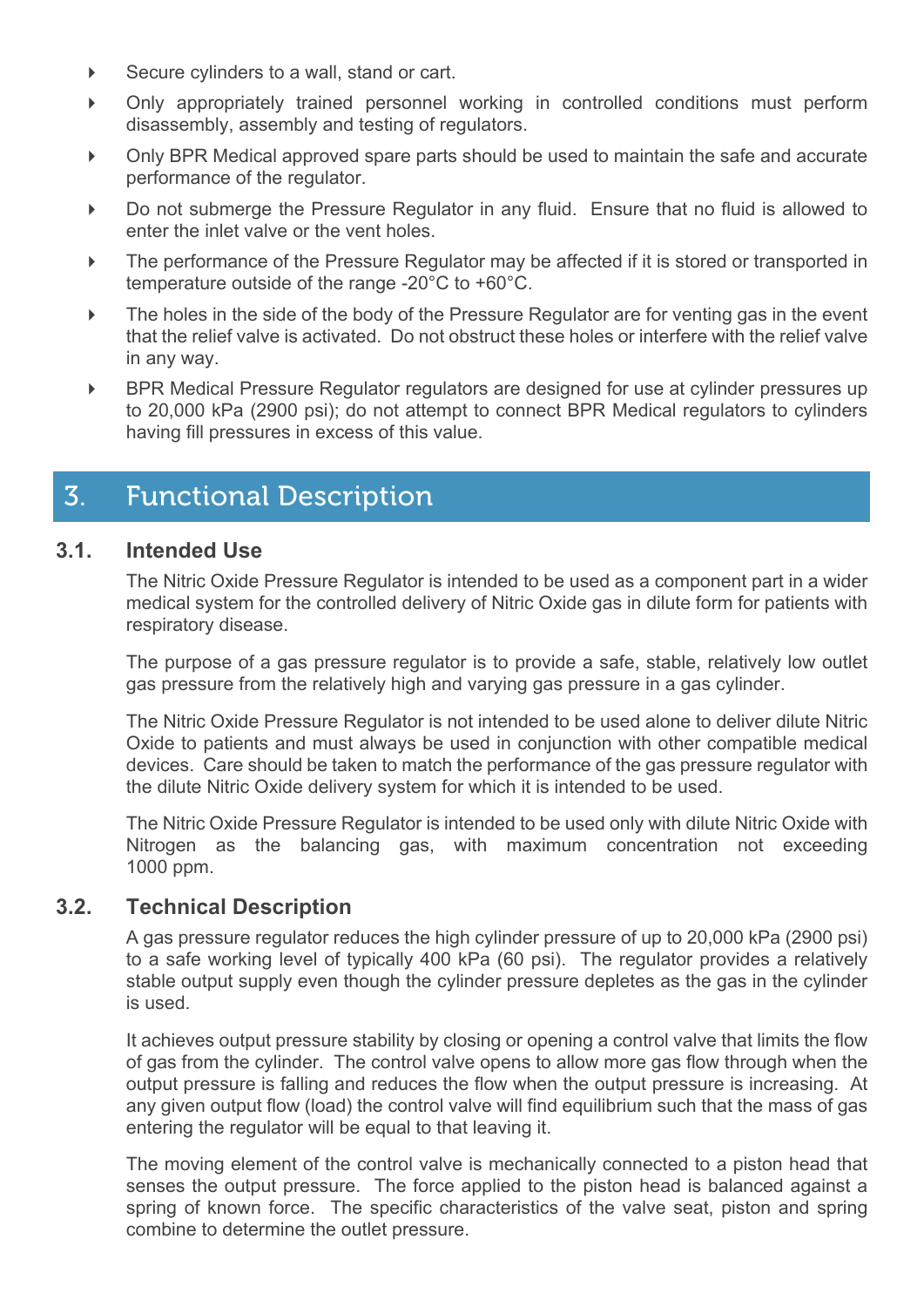- Secure cylinders to a wall, stand or cart.
- Only appropriately trained personnel working in controlled conditions must perform disassembly, assembly and testing of regulators.
- Only BPR Medical approved spare parts should be used to maintain the safe and accurate performance of the regulator.
- Do not submerge the Pressure Regulator in any fluid. Ensure that no fluid is allowed to enter the inlet valve or the vent holes.
- The performance of the Pressure Regulator may be affected if it is stored or transported in temperature outside of the range -20°C to +60°C.
- The holes in the side of the body of the Pressure Regulator are for venting gas in the event that the relief valve is activated. Do not obstruct these holes or interfere with the relief valve in any way.
- BPR Medical Pressure Regulator regulators are designed for use at cylinder pressures up to 20,000 kPa (2900 psi); do not attempt to connect BPR Medical regulators to cylinders having fill pressures in excess of this value.

# 3. Functional Description

## 3.1. Intended Use

The Nitric Oxide Pressure Regulator is intended to be used as a component part in a wider medical system for the controlled delivery of Nitric Oxide gas in dilute form for patients with respiratory disease.

The purpose of a gas pressure regulator is to provide a safe, stable, relatively low outlet gas pressure from the relatively high and varying gas pressure in a gas cylinder.

The Nitric Oxide Pressure Regulator is not intended to be used alone to deliver dilute Nitric Oxide to patients and must always be used in conjunction with other compatible medical devices. Care should be taken to match the performance of the gas pressure regulator with the dilute Nitric Oxide delivery system for which it is intended to be used.

The Nitric Oxide Pressure Regulator is intended to be used only with dilute Nitric Oxide with Nitrogen as the balancing gas, with maximum concentration not exceeding 1000 ppm.

## 3.2. Technical Description

A gas pressure regulator reduces the high cylinder pressure of up to 20,000 kPa (2900 psi) to a safe working level of typically 400 kPa (60 psi). The regulator provides a relatively stable output supply even though the cylinder pressure depletes as the gas in the cylinder is used.

It achieves output pressure stability by closing or opening a control valve that limits the flow of gas from the cylinder. The control valve opens to allow more gas flow through when the output pressure is falling and reduces the flow when the output pressure is increasing. At any given output flow (load) the control valve will find equilibrium such that the mass of gas entering the regulator will be equal to that leaving it.

The moving element of the control valve is mechanically connected to a piston head that senses the output pressure. The force applied to the piston head is balanced against a spring of known force. The specific characteristics of the valve seat, piston and spring combine to determine the outlet pressure.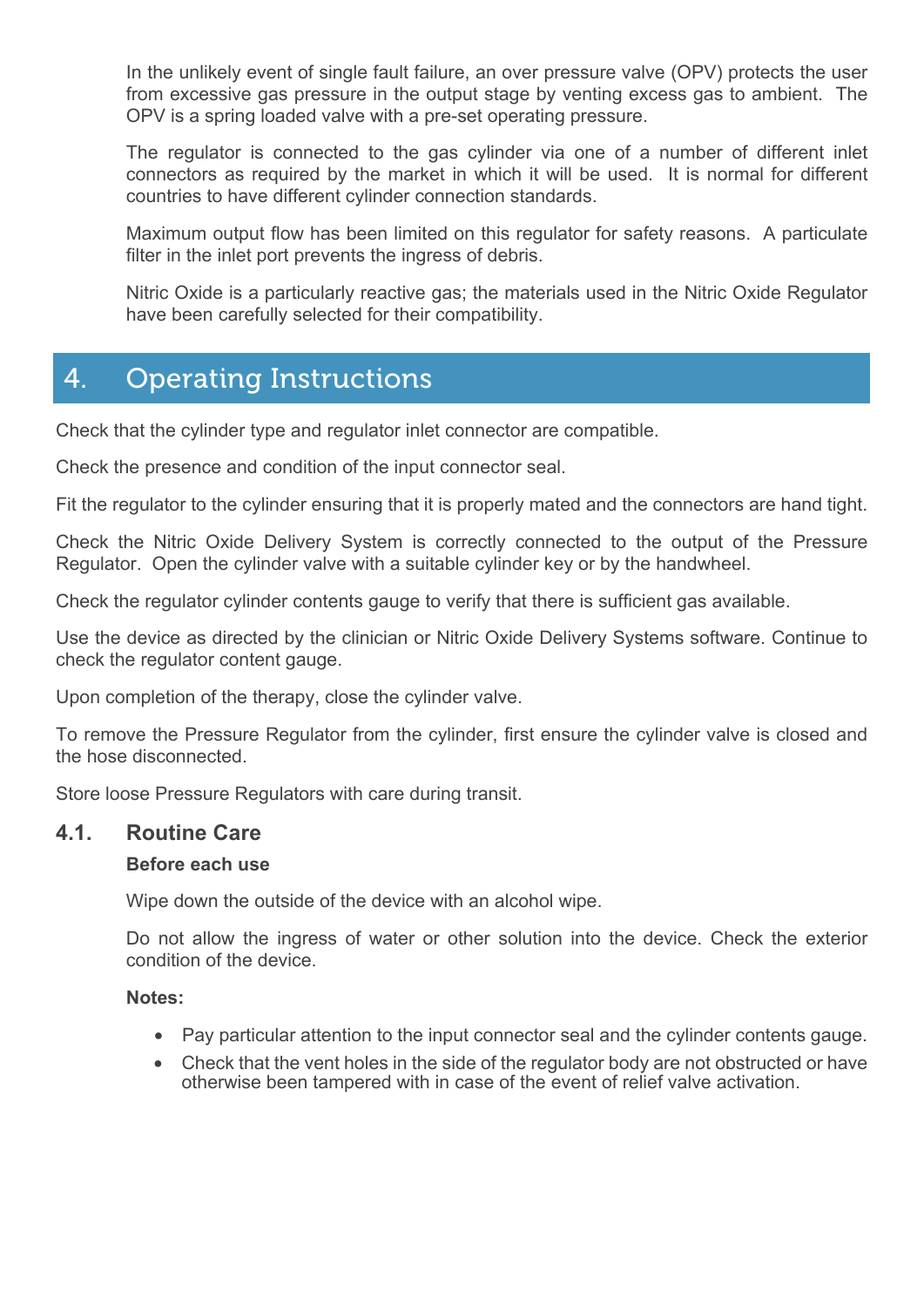In the unlikely event of single fault failure, an over pressure valve (OPV) protects the user from excessive gas pressure in the output stage by venting excess gas to ambient. The OPV is a spring loaded valve with a pre-set operating pressure.

The regulator is connected to the gas cylinder via one of a number of different inlet connectors as required by the market in which it will be used. It is normal for different countries to have different cylinder connection standards.

Maximum output flow has been limited on this regulator for safety reasons. A particulate filter in the inlet port prevents the ingress of debris.

Nitric Oxide is a particularly reactive gas; the materials used in the Nitric Oxide Regulator have been carefully selected for their compatibility.

# 4. Operating Instructions

Check that the cylinder type and regulator inlet connector are compatible.

Check the presence and condition of the input connector seal.

Fit the regulator to the cylinder ensuring that it is properly mated and the connectors are hand tight.

Check the Nitric Oxide Delivery System is correctly connected to the output of the Pressure Regulator. Open the cylinder valve with a suitable cylinder key or by the handwheel.

Check the regulator cylinder contents gauge to verify that there is sufficient gas available.

Use the device as directed by the clinician or Nitric Oxide Delivery Systems software. Continue to check the regulator content gauge.

Upon completion of the therapy, close the cylinder valve.

To remove the Pressure Regulator from the cylinder, first ensure the cylinder valve is closed and the hose disconnected.

Store loose Pressure Regulators with care during transit.

## 4.1. Routine Care

**Before each use**

Wipe down the outside of the device with an alcohol wipe.

Do not allow the ingress of water or other solution into the device. Check the exterior condition of the device.

**Notes:**

- Pay particular attention to the input connector seal and the cylinder contents gauge.
- Check that the vent holes in the side of the regulator body are not obstructed or have otherwise been tampered with in case of the event of relief valve activation.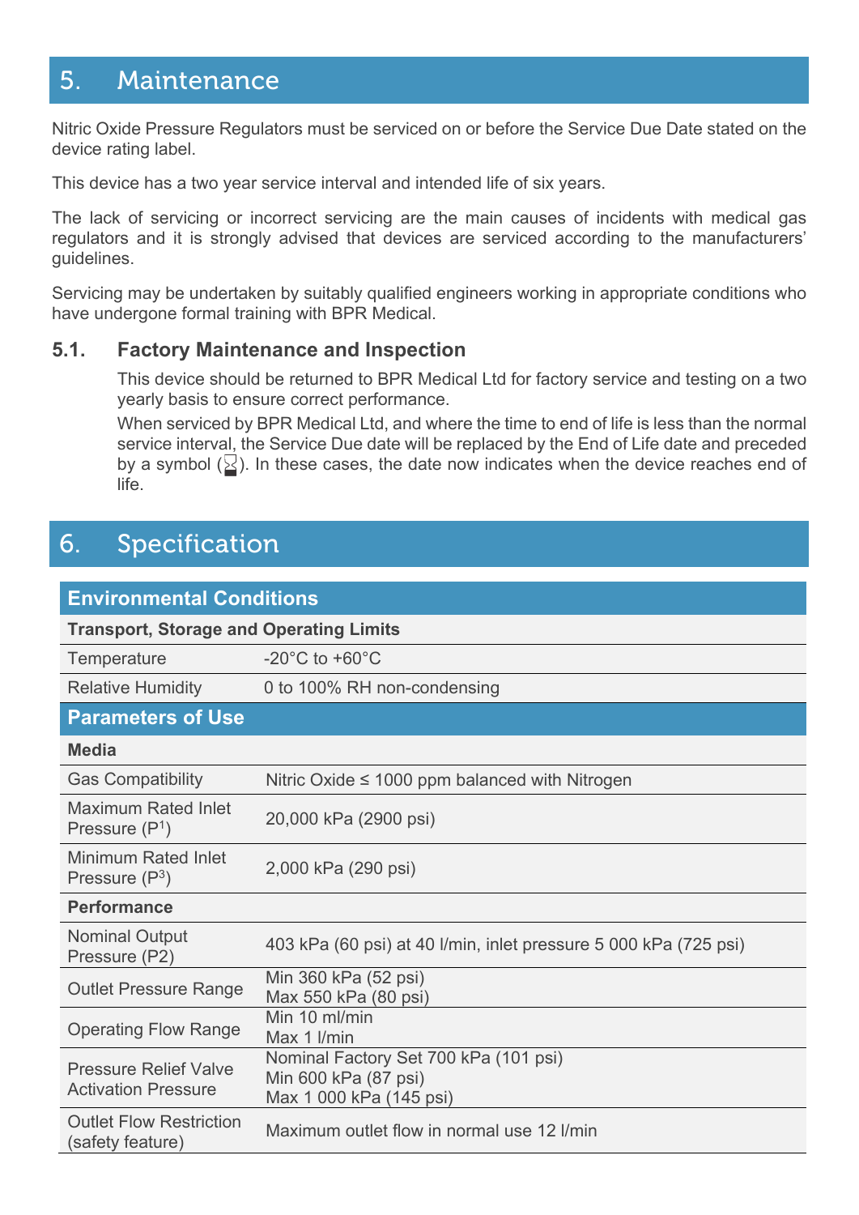# 5. Maintenance

Nitric Oxide Pressure Regulators must be serviced on or before the Service Due Date stated on the device rating label.

This device has a two year service interval and intended life of six years.

The lack of servicing or incorrect servicing are the main causes of incidents with medical gas regulators and it is strongly advised that devices are serviced according to the manufacturers' guidelines.

Servicing may be undertaken by suitably qualified engineers working in appropriate conditions who have undergone formal training with BPR Medical.

## 5.1. Factory Maintenance and Inspection

This device should be returned to BPR Medical Ltd for factory service and testing on a two yearly basis to ensure correct performance.

When serviced by BPR Medical Ltd, and where the time to end of life is less than the normal service interval, the Service Due date will be replaced by the End of Life date and preceded by a symbol (⌛). In these cases, the date now indicates when the device reaches end of life.

# 6. Specification

| | |
|---|---|
| **Environmental Conditions** | |
| **Transport, Storage and Operating Limits** | |
| Temperature | -20°C to +60°C |
| Relative Humidity | 0 to 100% RH non-condensing |
| **Parameters of Use** | |
| **Media** | |
| Gas Compatibility | Nitric Oxide ≤ 1000 ppm balanced with Nitrogen |
| Maximum Rated Inlet Pressure ($P^1$) | 20,000 kPa (2900 psi) |
| Minimum Rated Inlet Pressure ($P^3$) | 2,000 kPa (290 psi) |
| **Performance** | |
| Nominal Output Pressure (P2) | 403 kPa (60 psi) at 40 l/min, inlet pressure 5 000 kPa (725 psi) |
| Outlet Pressure Range | Min 360 kPa (52 psi)<br>Max 550 kPa (80 psi) |
| Operating Flow Range | Min 10 ml/min<br>Max 1 l/min |
| Pressure Relief Valve Activation Pressure | Nominal Factory Set 700 kPa (101 psi)<br>Min 600 kPa (87 psi)<br>Max 1 000 kPa (145 psi) |
| Outlet Flow Restriction (safety feature) | Maximum outlet flow in normal use 12 l/min |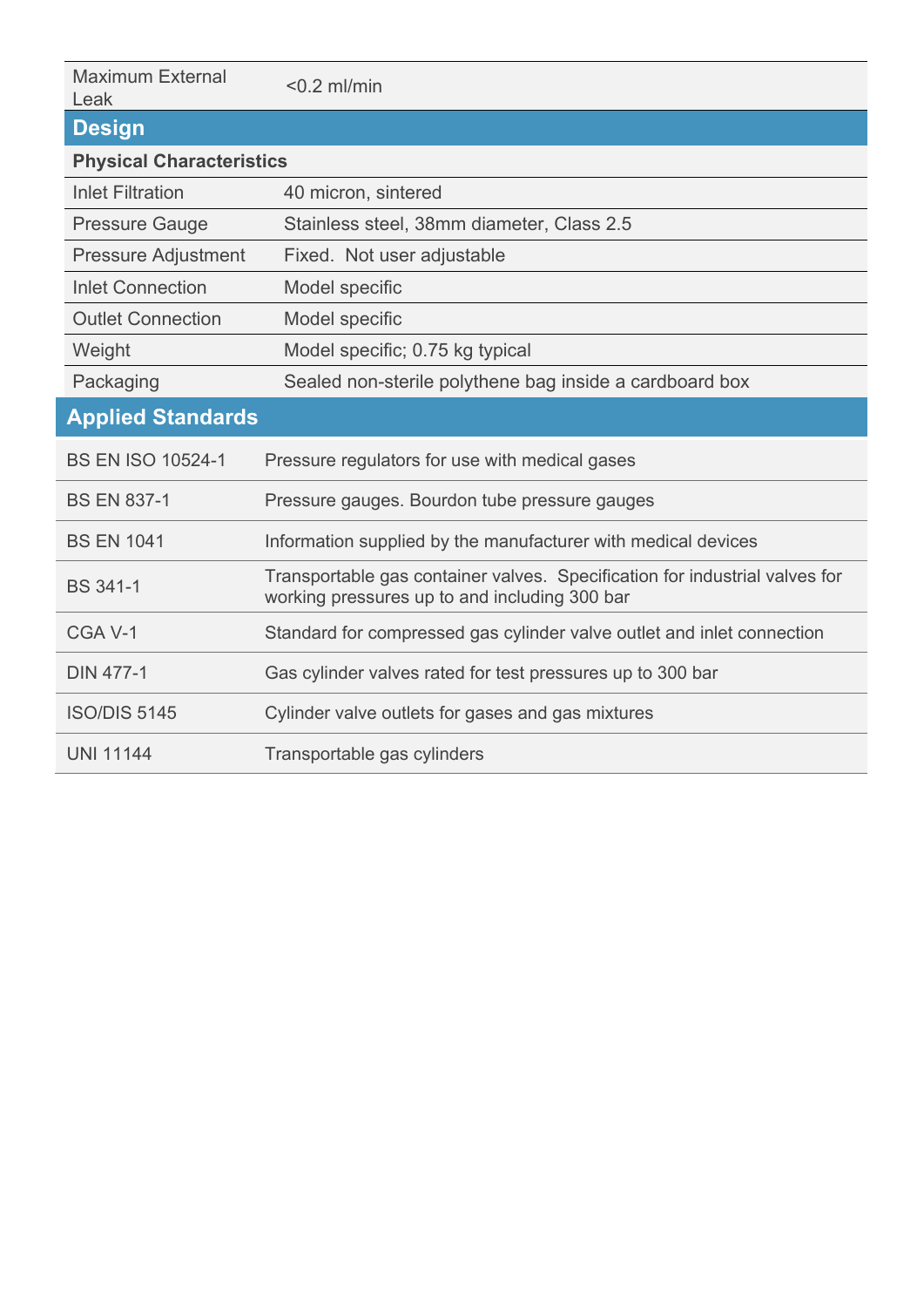| | |
|---|---|
| Maximum External Leak | <0.2 ml/min |

## Design

**Physical Characteristics**

| | |
|---|---|
| Inlet Filtration | 40 micron, sintered |
| Pressure Gauge | Stainless steel, 38mm diameter, Class 2.5 |
| Pressure Adjustment | Fixed.  Not user adjustable |
| Inlet Connection | Model specific |
| Outlet Connection | Model specific |
| Weight | Model specific; 0.75 kg typical |
| Packaging | Sealed non-sterile polythene bag inside a cardboard box |

## Applied Standards

| | |
|---|---|
| BS EN ISO 10524-1 | Pressure regulators for use with medical gases |
| BS EN 837-1 | Pressure gauges. Bourdon tube pressure gauges |
| BS EN 1041 | Information supplied by the manufacturer with medical devices |
| BS 341-1 | Transportable gas container valves.  Specification for industrial valves for working pressures up to and including 300 bar |
| CGA V-1 | Standard for compressed gas cylinder valve outlet and inlet connection |
| DIN 477-1 | Gas cylinder valves rated for test pressures up to 300 bar |
| ISO/DIS 5145 | Cylinder valve outlets for gases and gas mixtures |
| UNI 11144 | Transportable gas cylinders |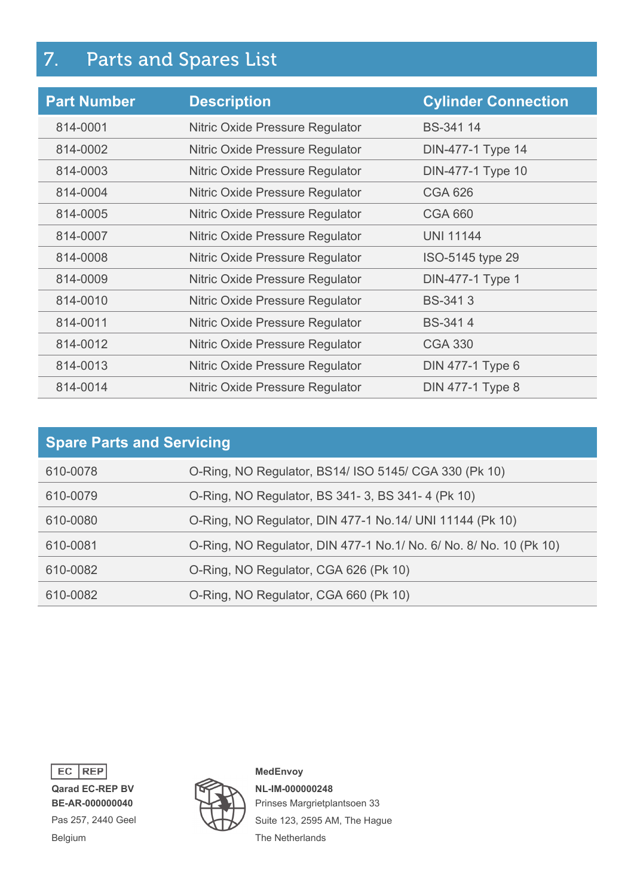# 7. Parts and Spares List

| Part Number | Description | Cylinder Connection |
|---|---|---|
| 814-0001 | Nitric Oxide Pressure Regulator | BS-341 14 |
| 814-0002 | Nitric Oxide Pressure Regulator | DIN-477-1 Type 14 |
| 814-0003 | Nitric Oxide Pressure Regulator | DIN-477-1 Type 10 |
| 814-0004 | Nitric Oxide Pressure Regulator | CGA 626 |
| 814-0005 | Nitric Oxide Pressure Regulator | CGA 660 |
| 814-0007 | Nitric Oxide Pressure Regulator | UNI 11144 |
| 814-0008 | Nitric Oxide Pressure Regulator | ISO-5145 type 29 |
| 814-0009 | Nitric Oxide Pressure Regulator | DIN-477-1 Type 1 |
| 814-0010 | Nitric Oxide Pressure Regulator | BS-341 3 |
| 814-0011 | Nitric Oxide Pressure Regulator | BS-341 4 |
| 814-0012 | Nitric Oxide Pressure Regulator | CGA 330 |
| 814-0013 | Nitric Oxide Pressure Regulator | DIN 477-1 Type 6 |
| 814-0014 | Nitric Oxide Pressure Regulator | DIN 477-1 Type 8 |

## Spare Parts and Servicing

| | |
|---|---|
| 610-0078 | O-Ring, NO Regulator, BS14/ ISO 5145/ CGA 330 (Pk 10) |
| 610-0079 | O-Ring, NO Regulator, BS 341- 3, BS 341- 4 (Pk 10) |
| 610-0080 | O-Ring, NO Regulator, DIN 477-1 No.14/ UNI 11144 (Pk 10) |
| 610-0081 | O-Ring, NO Regulator, DIN 477-1 No.1/ No. 6/ No. 8/ No. 10 (Pk 10) |
| 610-0082 | O-Ring, NO Regulator, CGA 626 (Pk 10) |
| 610-0082 | O-Ring, NO Regulator, CGA 660 (Pk 10) |

EC REP

**Qarad EC-REP BV**
**BE-AR-000000040**
Pas 257, 2440 Geel
Belgium

**MedEnvoy**
**NL-IM-000000248**
Prinses Margrietplantsoen 33
Suite 123, 2595 AM, The Hague
The Netherlands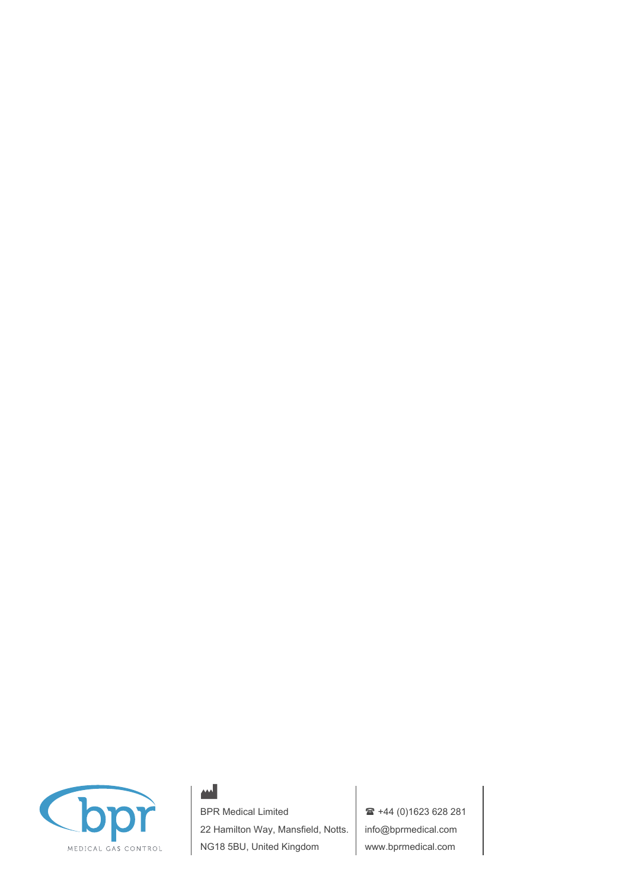bpr

MEDICAL GAS CONTROL

BPR Medical Limited
22 Hamilton Way, Mansfield, Notts.
NG18 5BU, United Kingdom

☎ +44 (0)1623 628 281
info@bprmedical.com
www.bprmedical.com